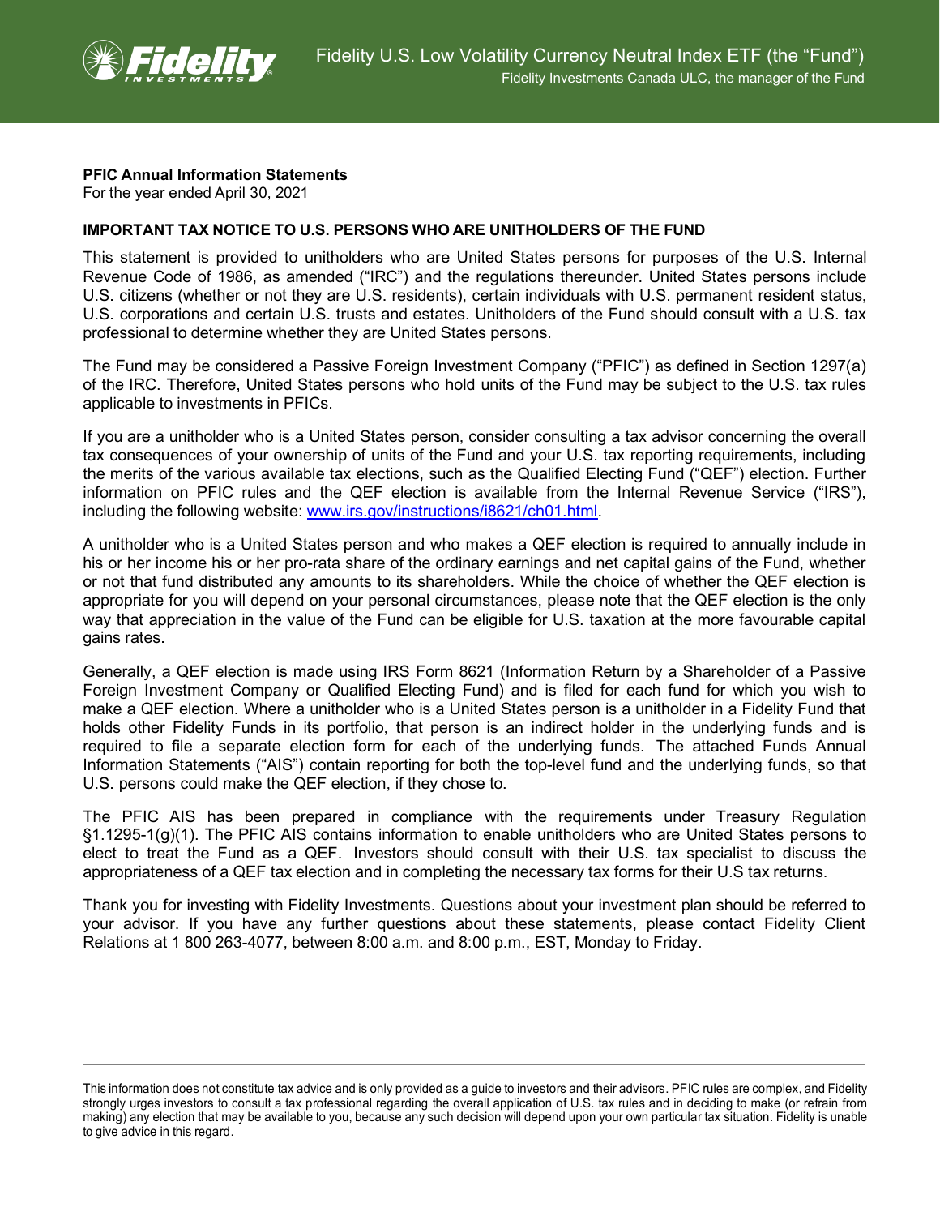Fidelity U.S. Low Volatility Currency Neutral Index ETF (the "Fund")

Fidelity Investments Canada ULC, the manager of the Fund

**PFIC Annual Information Statements**
For the year ended April 30, 2021

**IMPORTANT TAX NOTICE TO U.S. PERSONS WHO ARE UNITHOLDERS OF THE FUND**

This statement is provided to unitholders who are United States persons for purposes of the U.S. Internal Revenue Code of 1986, as amended ("IRC") and the regulations thereunder. United States persons include U.S. citizens (whether or not they are U.S. residents), certain individuals with U.S. permanent resident status, U.S. corporations and certain U.S. trusts and estates. Unitholders of the Fund should consult with a U.S. tax professional to determine whether they are United States persons.

The Fund may be considered a Passive Foreign Investment Company ("PFIC") as defined in Section 1297(a) of the IRC. Therefore, United States persons who hold units of the Fund may be subject to the U.S. tax rules applicable to investments in PFICs.

If you are a unitholder who is a United States person, consider consulting a tax advisor concerning the overall tax consequences of your ownership of units of the Fund and your U.S. tax reporting requirements, including the merits of the various available tax elections, such as the Qualified Electing Fund ("QEF") election. Further information on PFIC rules and the QEF election is available from the Internal Revenue Service ("IRS"), including the following website: [www.irs.gov/instructions/i8621/ch01.html](www.irs.gov/instructions/i8621/ch01.html).

A unitholder who is a United States person and who makes a QEF election is required to annually include in his or her income his or her pro-rata share of the ordinary earnings and net capital gains of the Fund, whether or not that fund distributed any amounts to its shareholders. While the choice of whether the QEF election is appropriate for you will depend on your personal circumstances, please note that the QEF election is the only way that appreciation in the value of the Fund can be eligible for U.S. taxation at the more favourable capital gains rates.

Generally, a QEF election is made using IRS Form 8621 (Information Return by a Shareholder of a Passive Foreign Investment Company or Qualified Electing Fund) and is filed for each fund for which you wish to make a QEF election. Where a unitholder who is a United States person is a unitholder in a Fidelity Fund that holds other Fidelity Funds in its portfolio, that person is an indirect holder in the underlying funds and is required to file a separate election form for each of the underlying funds. The attached Funds Annual Information Statements ("AIS") contain reporting for both the top-level fund and the underlying funds, so that U.S. persons could make the QEF election, if they chose to.

The PFIC AIS has been prepared in compliance with the requirements under Treasury Regulation §1.1295-1(g)(1). The PFIC AIS contains information to enable unitholders who are United States persons to elect to treat the Fund as a QEF. Investors should consult with their U.S. tax specialist to discuss the appropriateness of a QEF tax election and in completing the necessary tax forms for their U.S tax returns.

Thank you for investing with Fidelity Investments. Questions about your investment plan should be referred to your advisor. If you have any further questions about these statements, please contact Fidelity Client Relations at 1 800 263-4077, between 8:00 a.m. and 8:00 p.m., EST, Monday to Friday.

---

This information does not constitute tax advice and is only provided as a guide to investors and their advisors. PFIC rules are complex, and Fidelity strongly urges investors to consult a tax professional regarding the overall application of U.S. tax rules and in deciding to make (or refrain from making) any election that may be available to you, because any such decision will depend upon your own particular tax situation. Fidelity is unable to give advice in this regard.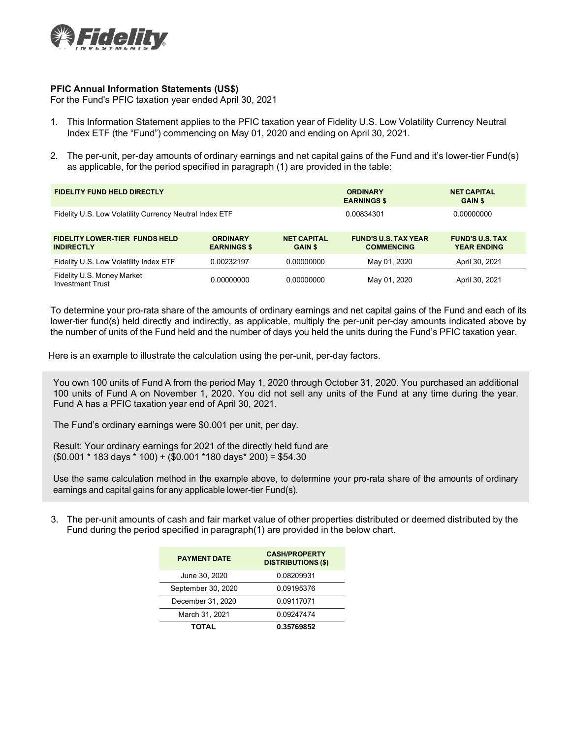**PFIC Annual Information Statements (US$)**
For the Fund's PFIC taxation year ended April 30, 2021

1. This Information Statement applies to the PFIC taxation year of Fidelity U.S. Low Volatility Currency Neutral Index ETF (the "Fund") commencing on May 01, 2020 and ending on April 30, 2021.

2. The per-unit, per-day amounts of ordinary earnings and net capital gains of the Fund and it's lower-tier Fund(s) as applicable, for the period specified in paragraph (1) are provided in the table:

| FIDELITY FUND HELD DIRECTLY | ORDINARY EARNINGS $ | NET CAPITAL GAIN $ |
|---|---|---|
| Fidelity U.S. Low Volatility Currency Neutral Index ETF | 0.00834301 | 0.00000000 |

| FIDELITY LOWER-TIER FUNDS HELD INDIRECTLY | ORDINARY EARNINGS $ | NET CAPITAL GAIN $ | FUND'S U.S. TAX YEAR COMMENCING | FUND'S U.S. TAX YEAR ENDING |
|---|---|---|---|---|
| Fidelity U.S. Low Volatility Index ETF | 0.00232197 | 0.00000000 | May 01, 2020 | April 30, 2021 |
| Fidelity U.S. Money Market Investment Trust | 0.00000000 | 0.00000000 | May 01, 2020 | April 30, 2021 |

To determine your pro-rata share of the amounts of ordinary earnings and net capital gains of the Fund and each of its lower-tier fund(s) held directly and indirectly, as applicable, multiply the per-unit per-day amounts indicated above by the number of units of the Fund held and the number of days you held the units during the Fund's PFIC taxation year.

Here is an example to illustrate the calculation using the per-unit, per-day factors.

> You own 100 units of Fund A from the period May 1, 2020 through October 31, 2020. You purchased an additional 100 units of Fund A on November 1, 2020. You did not sell any units of the Fund at any time during the year. Fund A has a PFIC taxation year end of April 30, 2021.
>
> The Fund's ordinary earnings were $0.001 per unit, per day.
>
> Result: Your ordinary earnings for 2021 of the directly held fund are
> ($0.001 * 183 days * 100) + ($0.001 *180 days* 200) = $54.30
>
> Use the same calculation method in the example above, to determine your pro-rata share of the amounts of ordinary earnings and capital gains for any applicable lower-tier Fund(s).

3. The per-unit amounts of cash and fair market value of other properties distributed or deemed distributed by the Fund during the period specified in paragraph(1) are provided in the below chart.

| PAYMENT DATE | CASH/PROPERTY DISTRIBUTIONS ($) |
|---|---|
| June 30, 2020 | 0.08209931 |
| September 30, 2020 | 0.09195376 |
| December 31, 2020 | 0.09117071 |
| March 31, 2021 | 0.09247474 |
| **TOTAL** | **0.35769852** |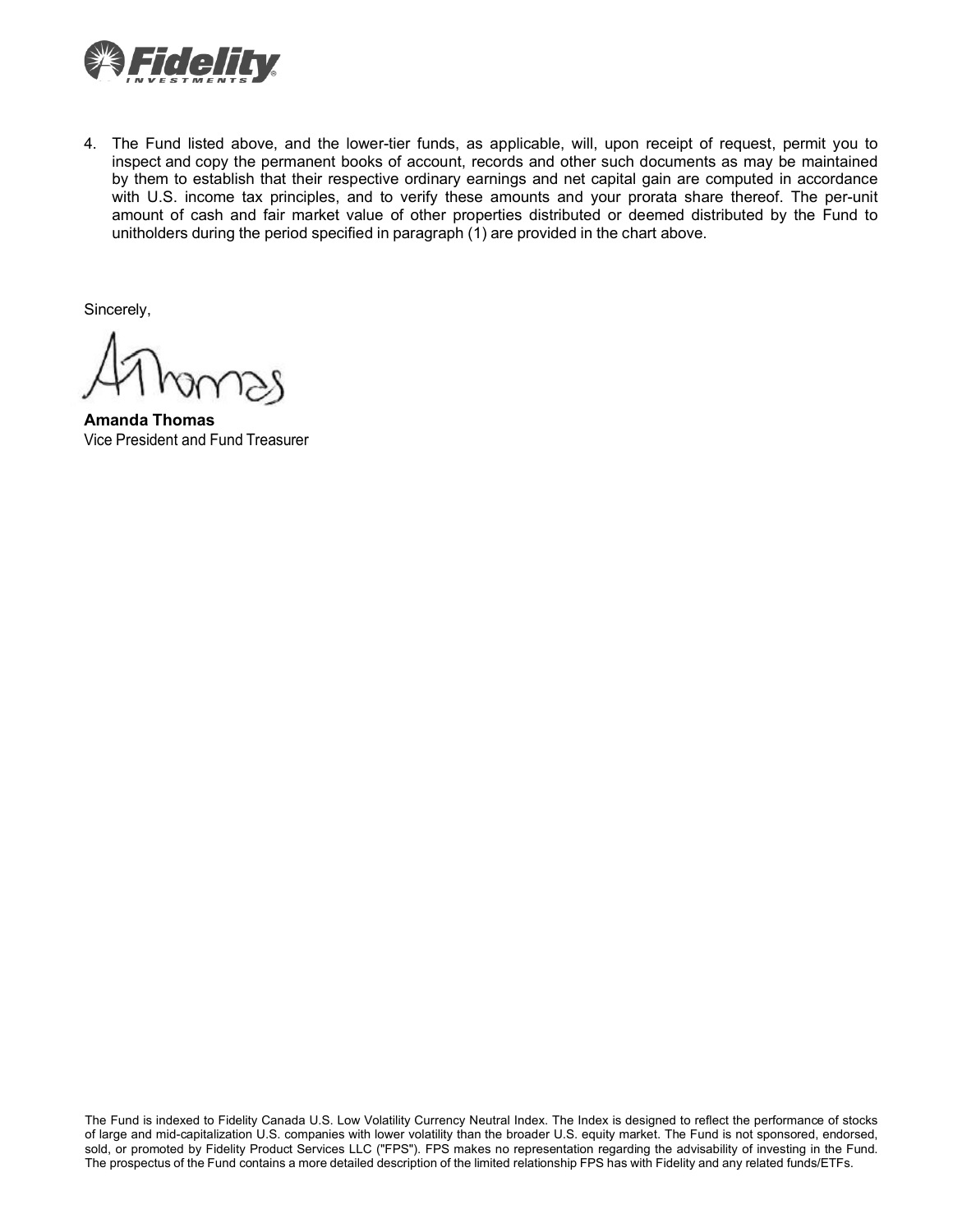4. The Fund listed above, and the lower-tier funds, as applicable, will, upon receipt of request, permit you to inspect and copy the permanent books of account, records and other such documents as may be maintained by them to establish that their respective ordinary earnings and net capital gain are computed in accordance with U.S. income tax principles, and to verify these amounts and your prorata share thereof. The per-unit amount of cash and fair market value of other properties distributed or deemed distributed by the Fund to unitholders during the period specified in paragraph (1) are provided in the chart above.

Sincerely,

**Amanda Thomas**
Vice President and Fund Treasurer

The Fund is indexed to Fidelity Canada U.S. Low Volatility Currency Neutral Index. The Index is designed to reflect the performance of stocks of large and mid-capitalization U.S. companies with lower volatility than the broader U.S. equity market. The Fund is not sponsored, endorsed, sold, or promoted by Fidelity Product Services LLC ("FPS"). FPS makes no representation regarding the advisability of investing in the Fund. The prospectus of the Fund contains a more detailed description of the limited relationship FPS has with Fidelity and any related funds/ETFs.